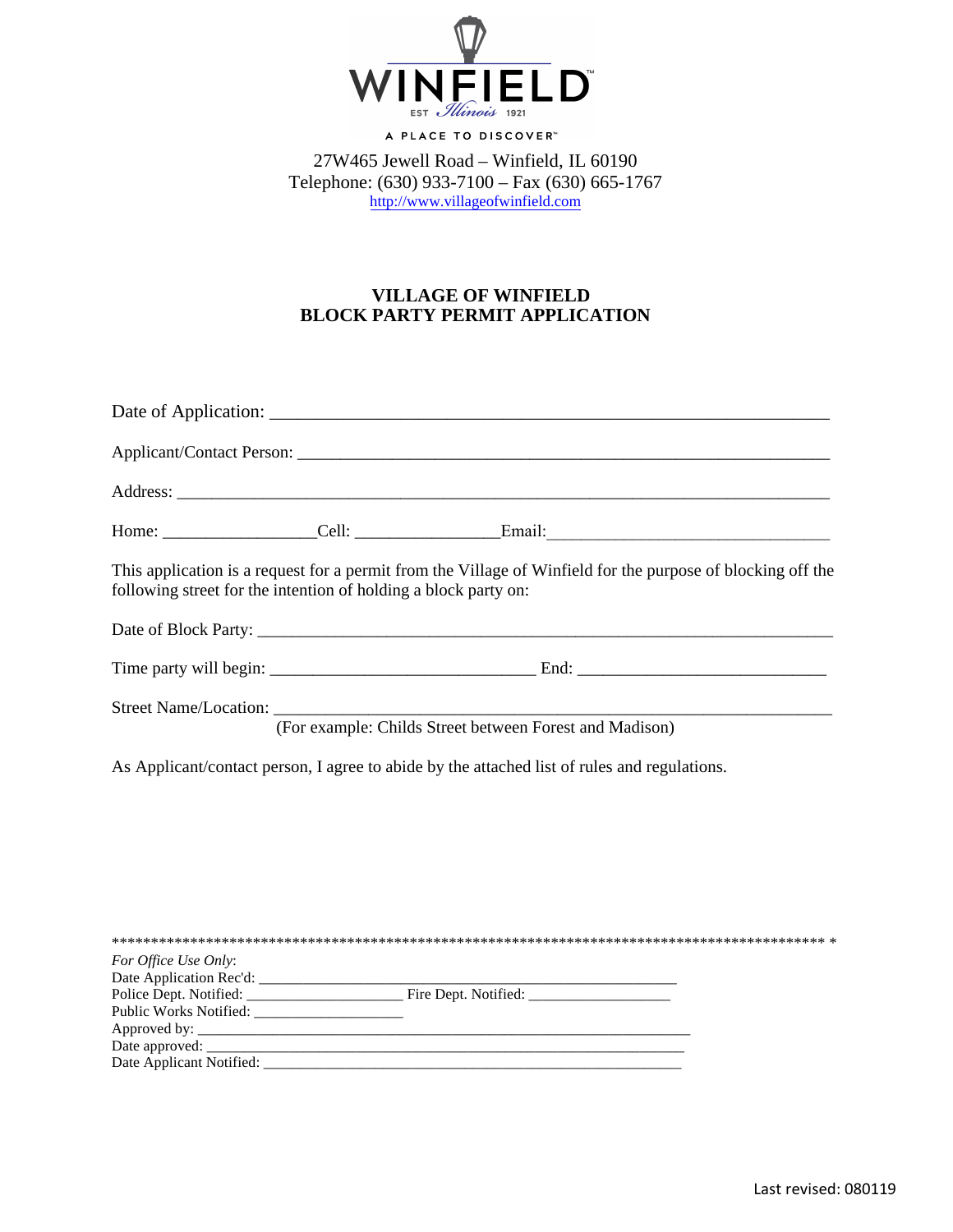WINFIELD

EST Illinois 1921

A PLACE TO DISCOVER™

27W465 Jewell Road – Winfield, IL 60190
Telephone: (630) 933-7100 – Fax (630) 665-1767
http://www.villageofwinfield.com

# VILLAGE OF WINFIELD
# BLOCK PARTY PERMIT APPLICATION

Date of Application: ___________________________________________________________

Applicant/Contact Person: ___________________________________________________________

Address: ___________________________________________________________

Home: _________________Cell: ________________Email:________________________________

This application is a request for a permit from the Village of Winfield for the purpose of blocking off the following street for the intention of holding a block party on:

Date of Block Party: ___________________________________________________________

Time party will begin: ______________________________ End: ____________________________

Street Name/Location: ___________________________________________________________
(For example: Childs Street between Forest and Madison)

As Applicant/contact person, I agree to abide by the attached list of rules and regulations.

*************************************************************************************************

*For Office Use Only*:
Date Application Rec'd: _______________________________________________
Police Dept. Notified: ____________________ Fire Dept. Notified: __________________
Public Works Notified: ____________________
Approved by: ___________________________________________________________
Date approved: ___________________________________________________________
Date Applicant Notified: _______________________________________________

Last revised: 080119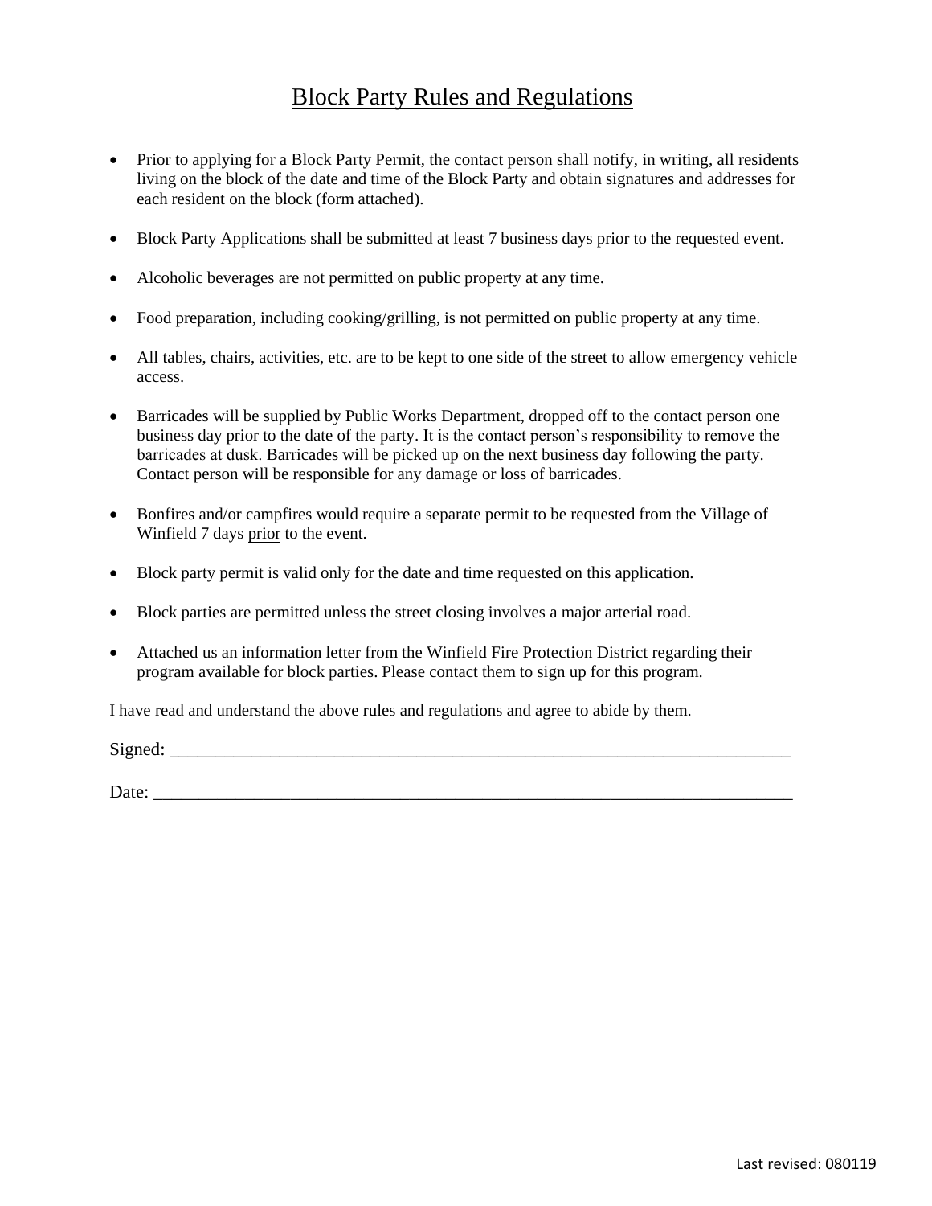# Block Party Rules and Regulations

- Prior to applying for a Block Party Permit, the contact person shall notify, in writing, all residents living on the block of the date and time of the Block Party and obtain signatures and addresses for each resident on the block (form attached).
- Block Party Applications shall be submitted at least 7 business days prior to the requested event.
- Alcoholic beverages are not permitted on public property at any time.
- Food preparation, including cooking/grilling, is not permitted on public property at any time.
- All tables, chairs, activities, etc. are to be kept to one side of the street to allow emergency vehicle access.
- Barricades will be supplied by Public Works Department, dropped off to the contact person one business day prior to the date of the party. It is the contact person's responsibility to remove the barricades at dusk. Barricades will be picked up on the next business day following the party. Contact person will be responsible for any damage or loss of barricades.
- Bonfires and/or campfires would require a <u>separate permit</u> to be requested from the Village of Winfield 7 days <u>prior</u> to the event.
- Block party permit is valid only for the date and time requested on this application.
- Block parties are permitted unless the street closing involves a major arterial road.
- Attached us an information letter from the Winfield Fire Protection District regarding their program available for block parties. Please contact them to sign up for this program.

I have read and understand the above rules and regulations and agree to abide by them.

Signed: ___________________________________________________________________________

Date: _____________________________________________________________________________

Last revised: 080119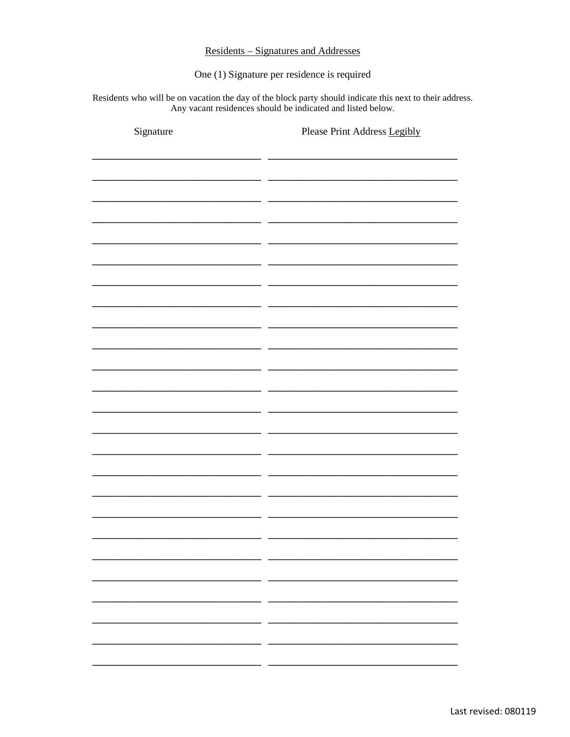## Residents – Signatures and Addresses

One (1) Signature per residence is required

Residents who will be on vacation the day of the block party should indicate this next to their address. Any vacant residences should be indicated and listed below.

| Signature | Please Print Address Legibly |
| --- | --- |
| ______________________________ | __________________________________ |
| ______________________________ | __________________________________ |
| ______________________________ | __________________________________ |
| ______________________________ | __________________________________ |
| ______________________________ | __________________________________ |
| ______________________________ | __________________________________ |
| ______________________________ | __________________________________ |
| ______________________________ | __________________________________ |
| ______________________________ | __________________________________ |
| ______________________________ | __________________________________ |
| ______________________________ | __________________________________ |
| ______________________________ | __________________________________ |
| ______________________________ | __________________________________ |
| ______________________________ | __________________________________ |
| ______________________________ | __________________________________ |
| ______________________________ | __________________________________ |
| ______________________________ | __________________________________ |
| ______________________________ | __________________________________ |
| ______________________________ | __________________________________ |
| ______________________________ | __________________________________ |
| ______________________________ | __________________________________ |
| ______________________________ | __________________________________ |
| ______________________________ | __________________________________ |
| ______________________________ | __________________________________ |
| ______________________________ | __________________________________ |

Last revised: 080119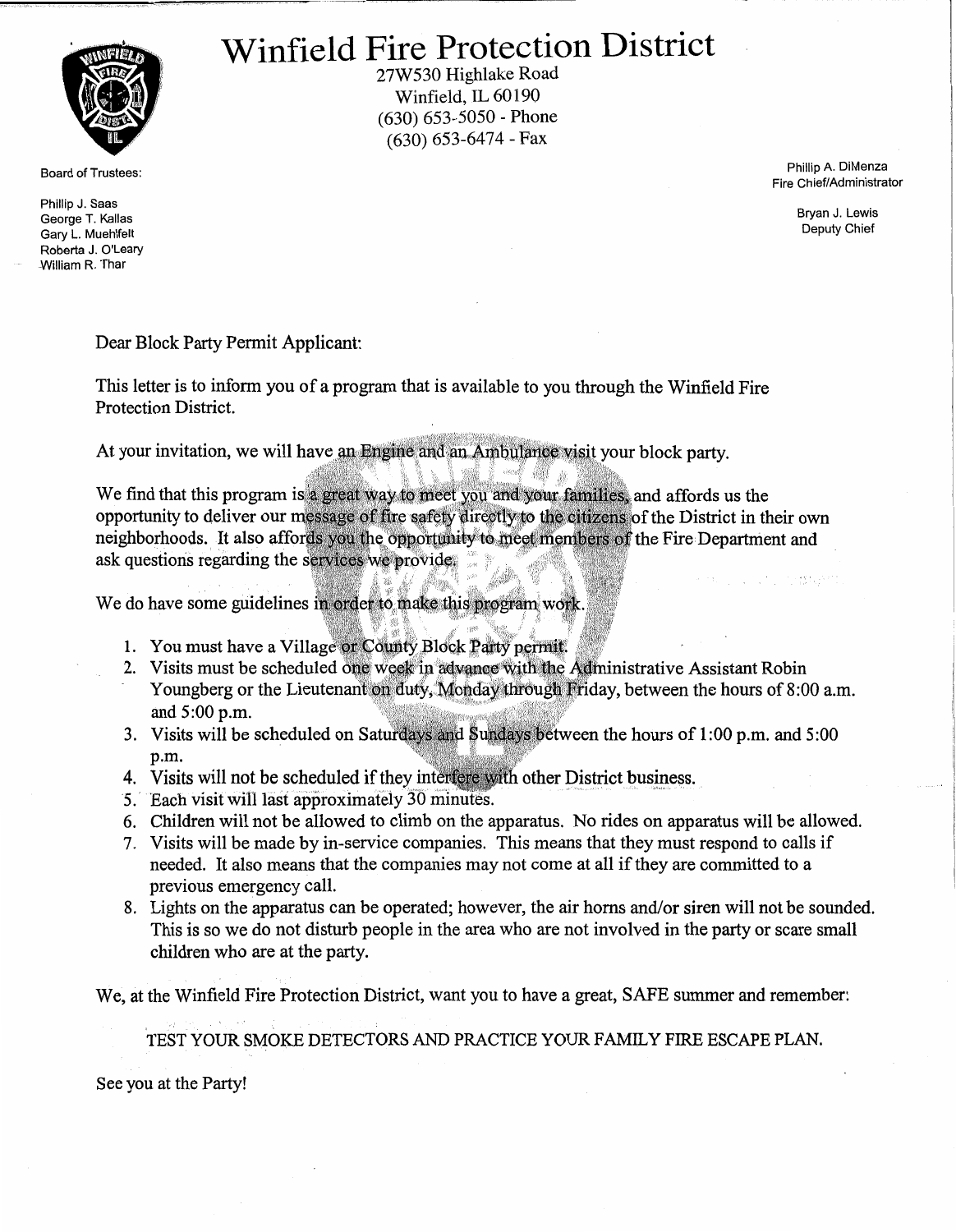# Winfield Fire Protection District

27W530 Highlake Road
Winfield, IL 60190
(630) 653-5050 - Phone
(630) 653-6474 - Fax

Board of Trustees:

Phillip J. Saas
George T. Kallas
Gary L. Muehlfelt
Roberta J. O'Leary
William R. Thar

Phillip A. DiMenza
Fire Chief/Administrator

Bryan J. Lewis
Deputy Chief

Dear Block Party Permit Applicant:

This letter is to inform you of a program that is available to you through the Winfield Fire Protection District.

At your invitation, we will have an Engine and an Ambulance visit your block party.

We find that this program is a great way to meet you and your families, and affords us the opportunity to deliver our message of fire safety directly to the citizens of the District in their own neighborhoods. It also affords you the opportunity to meet members of the Fire Department and ask questions regarding the services we provide.

We do have some guidelines in order to make this program work.

1. You must have a Village or County Block Party permit.
2. Visits must be scheduled one week in advance with the Administrative Assistant Robin Youngberg or the Lieutenant on duty, Monday through Friday, between the hours of 8:00 a.m. and 5:00 p.m.
3. Visits will be scheduled on Saturdays and Sundays between the hours of 1:00 p.m. and 5:00 p.m.
4. Visits will not be scheduled if they interfere with other District business.
5. Each visit will last approximately 30 minutes.
6. Children will not be allowed to climb on the apparatus. No rides on apparatus will be allowed.
7. Visits will be made by in-service companies. This means that they must respond to calls if needed. It also means that the companies may not come at all if they are committed to a previous emergency call.
8. Lights on the apparatus can be operated; however, the air horns and/or siren will not be sounded. This is so we do not disturb people in the area who are not involved in the party or scare small children who are at the party.

We, at the Winfield Fire Protection District, want you to have a great, SAFE summer and remember:

TEST YOUR SMOKE DETECTORS AND PRACTICE YOUR FAMILY FIRE ESCAPE PLAN.

See you at the Party!